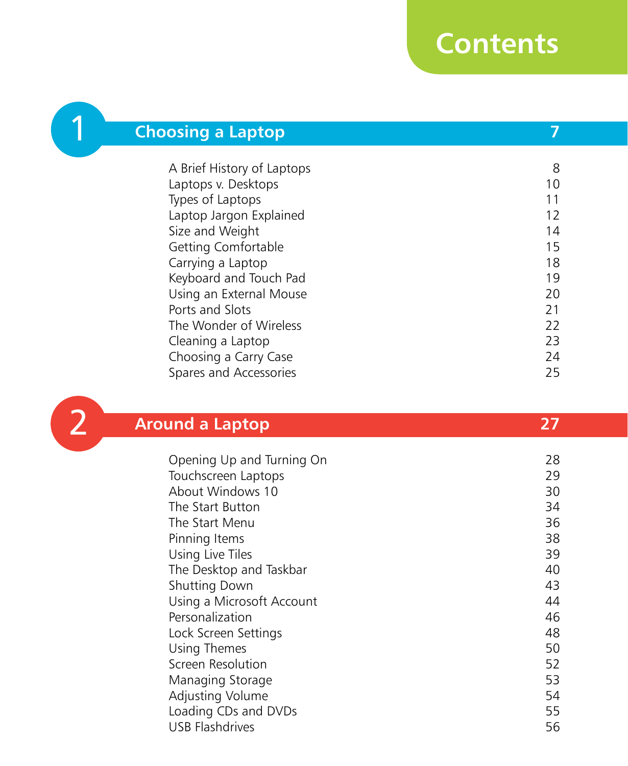# Contents

## 1 Choosing a Laptop — 7

| | |
|---|---|
| A Brief History of Laptops | 8 |
| Laptops v. Desktops | 10 |
| Types of Laptops | 11 |
| Laptop Jargon Explained | 12 |
| Size and Weight | 14 |
| Getting Comfortable | 15 |
| Carrying a Laptop | 18 |
| Keyboard and Touch Pad | 19 |
| Using an External Mouse | 20 |
| Ports and Slots | 21 |
| The Wonder of Wireless | 22 |
| Cleaning a Laptop | 23 |
| Choosing a Carry Case | 24 |
| Spares and Accessories | 25 |

## 2 Around a Laptop — 27

| | |
|---|---|
| Opening Up and Turning On | 28 |
| Touchscreen Laptops | 29 |
| About Windows 10 | 30 |
| The Start Button | 34 |
| The Start Menu | 36 |
| Pinning Items | 38 |
| Using Live Tiles | 39 |
| The Desktop and Taskbar | 40 |
| Shutting Down | 43 |
| Using a Microsoft Account | 44 |
| Personalization | 46 |
| Lock Screen Settings | 48 |
| Using Themes | 50 |
| Screen Resolution | 52 |
| Managing Storage | 53 |
| Adjusting Volume | 54 |
| Loading CDs and DVDs | 55 |
| USB Flashdrives | 56 |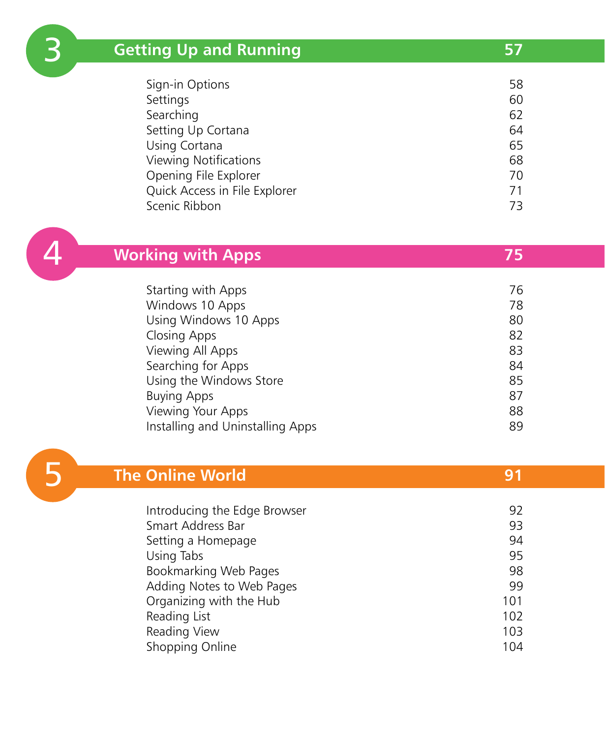## 3 Getting Up and Running 57

| | |
|---|---|
| Sign-in Options | 58 |
| Settings | 60 |
| Searching | 62 |
| Setting Up Cortana | 64 |
| Using Cortana | 65 |
| Viewing Notifications | 68 |
| Opening File Explorer | 70 |
| Quick Access in File Explorer | 71 |
| Scenic Ribbon | 73 |

## 4 Working with Apps 75

| | |
|---|---|
| Starting with Apps | 76 |
| Windows 10 Apps | 78 |
| Using Windows 10 Apps | 80 |
| Closing Apps | 82 |
| Viewing All Apps | 83 |
| Searching for Apps | 84 |
| Using the Windows Store | 85 |
| Buying Apps | 87 |
| Viewing Your Apps | 88 |
| Installing and Uninstalling Apps | 89 |

## 5 The Online World 91

| | |
|---|---|
| Introducing the Edge Browser | 92 |
| Smart Address Bar | 93 |
| Setting a Homepage | 94 |
| Using Tabs | 95 |
| Bookmarking Web Pages | 98 |
| Adding Notes to Web Pages | 99 |
| Organizing with the Hub | 101 |
| Reading List | 102 |
| Reading View | 103 |
| Shopping Online | 104 |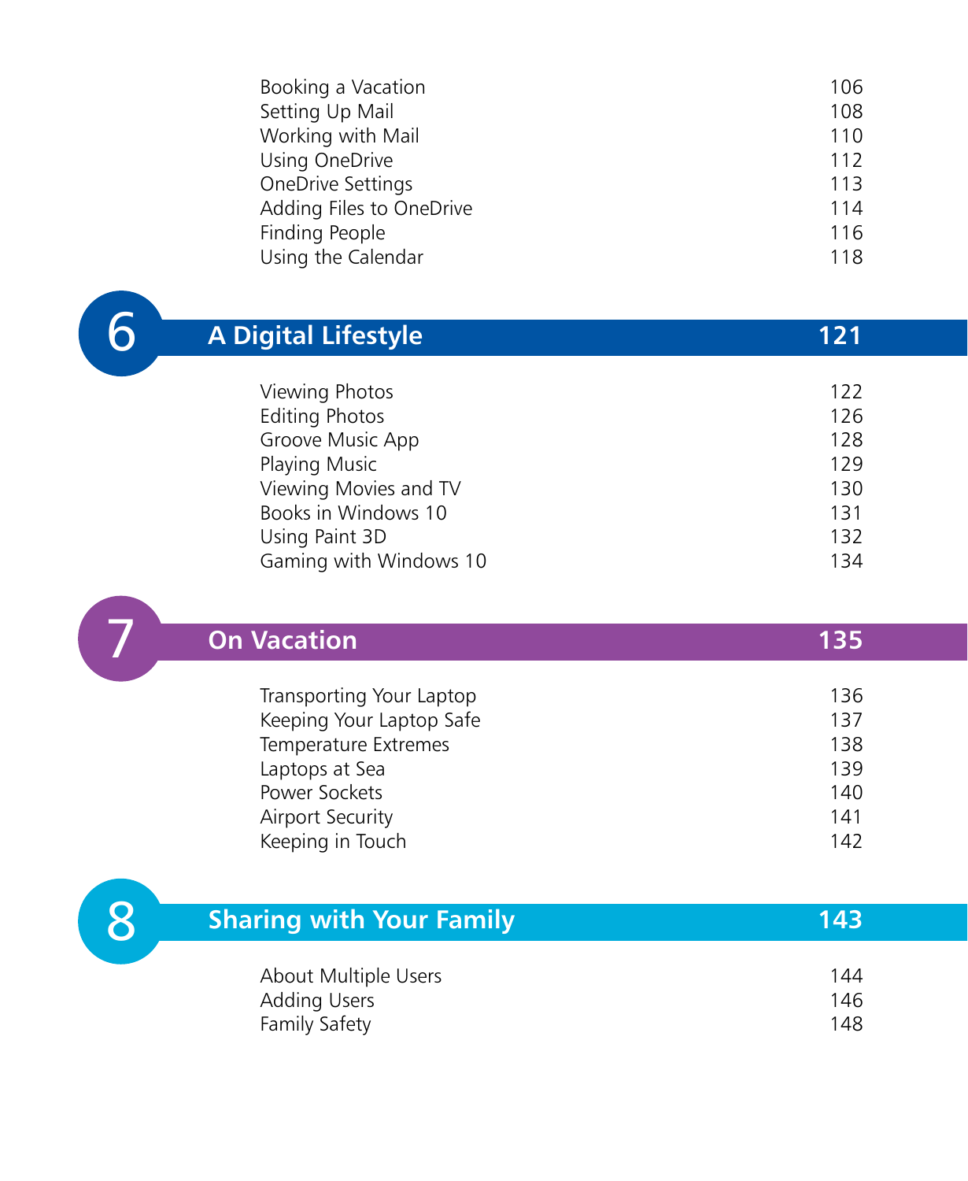| | |
|---|---|
| Booking a Vacation | 106 |
| Setting Up Mail | 108 |
| Working with Mail | 110 |
| Using OneDrive | 112 |
| OneDrive Settings | 113 |
| Adding Files to OneDrive | 114 |
| Finding People | 116 |
| Using the Calendar | 118 |

## 6 A Digital Lifestyle 121

| | |
|---|---|
| Viewing Photos | 122 |
| Editing Photos | 126 |
| Groove Music App | 128 |
| Playing Music | 129 |
| Viewing Movies and TV | 130 |
| Books in Windows 10 | 131 |
| Using Paint 3D | 132 |
| Gaming with Windows 10 | 134 |

## 7 On Vacation 135

| | |
|---|---|
| Transporting Your Laptop | 136 |
| Keeping Your Laptop Safe | 137 |
| Temperature Extremes | 138 |
| Laptops at Sea | 139 |
| Power Sockets | 140 |
| Airport Security | 141 |
| Keeping in Touch | 142 |

## 8 Sharing with Your Family 143

| | |
|---|---|
| About Multiple Users | 144 |
| Adding Users | 146 |
| Family Safety | 148 |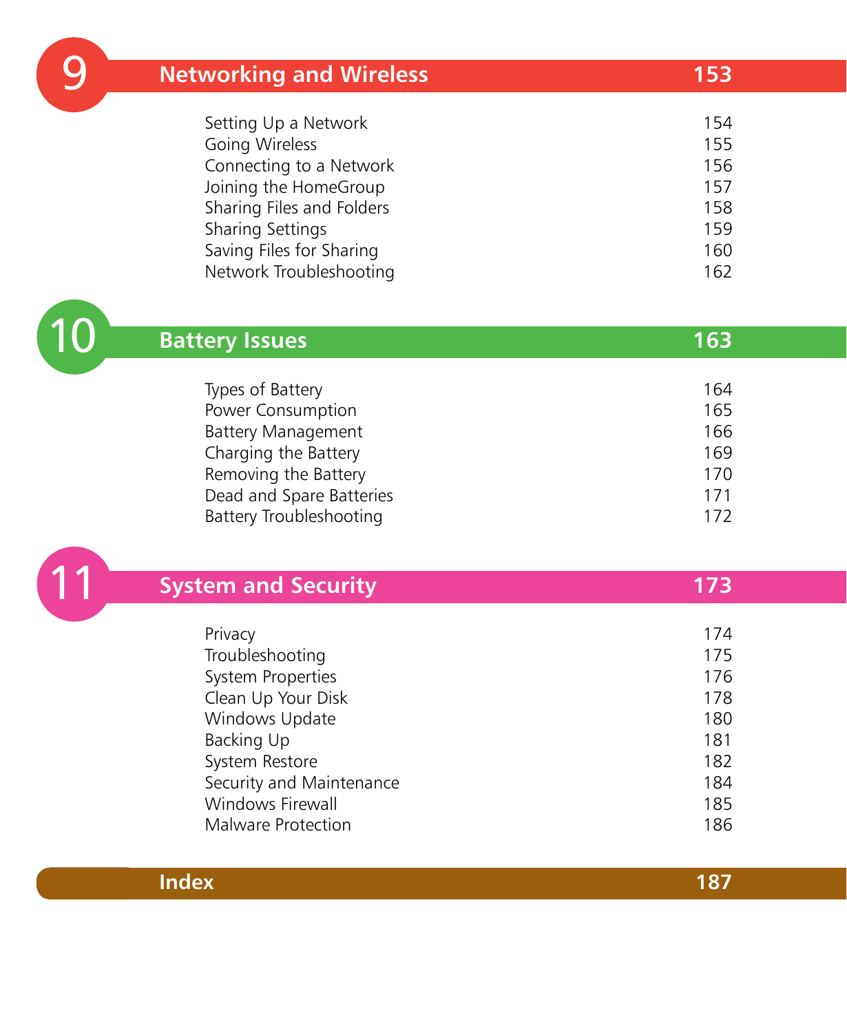## 9 Networking and Wireless 153

| | |
|---|---|
| Setting Up a Network | 154 |
| Going Wireless | 155 |
| Connecting to a Network | 156 |
| Joining the HomeGroup | 157 |
| Sharing Files and Folders | 158 |
| Sharing Settings | 159 |
| Saving Files for Sharing | 160 |
| Network Troubleshooting | 162 |

## 10 Battery Issues 163

| | |
|---|---|
| Types of Battery | 164 |
| Power Consumption | 165 |
| Battery Management | 166 |
| Charging the Battery | 169 |
| Removing the Battery | 170 |
| Dead and Spare Batteries | 171 |
| Battery Troubleshooting | 172 |

## 11 System and Security 173

| | |
|---|---|
| Privacy | 174 |
| Troubleshooting | 175 |
| System Properties | 176 |
| Clean Up Your Disk | 178 |
| Windows Update | 180 |
| Backing Up | 181 |
| System Restore | 182 |
| Security and Maintenance | 184 |
| Windows Firewall | 185 |
| Malware Protection | 186 |

## Index 187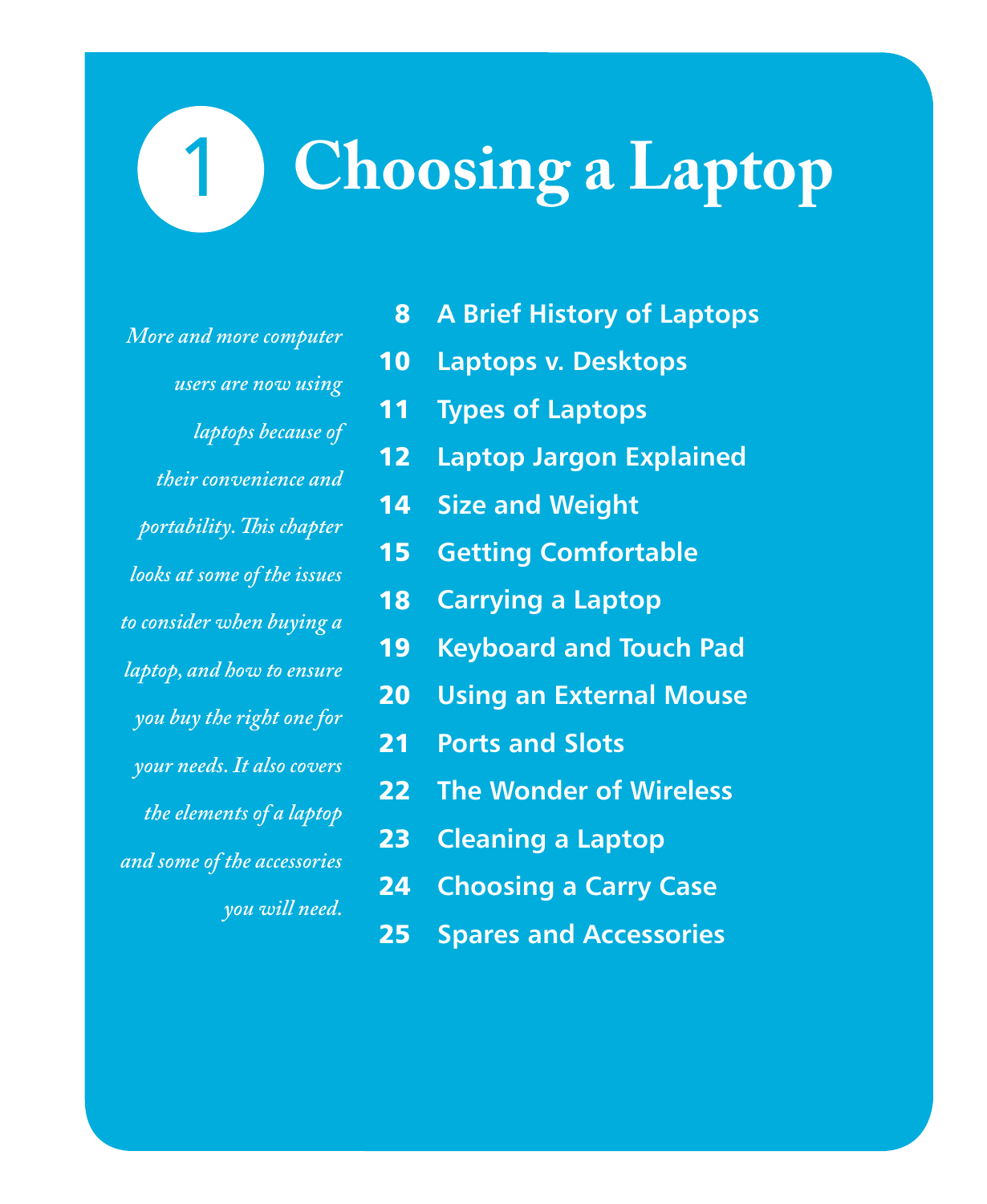# 1 Choosing a Laptop

*More and more computer users are now using laptops because of their convenience and portability. This chapter looks at some of the issues to consider when buying a laptop, and how to ensure you buy the right one for your needs. It also covers the elements of a laptop and some of the accessories you will need.*

- **8** A Brief History of Laptops
- **10** Laptops v. Desktops
- **11** Types of Laptops
- **12** Laptop Jargon Explained
- **14** Size and Weight
- **15** Getting Comfortable
- **18** Carrying a Laptop
- **19** Keyboard and Touch Pad
- **20** Using an External Mouse
- **21** Ports and Slots
- **22** The Wonder of Wireless
- **23** Cleaning a Laptop
- **24** Choosing a Carry Case
- **25** Spares and Accessories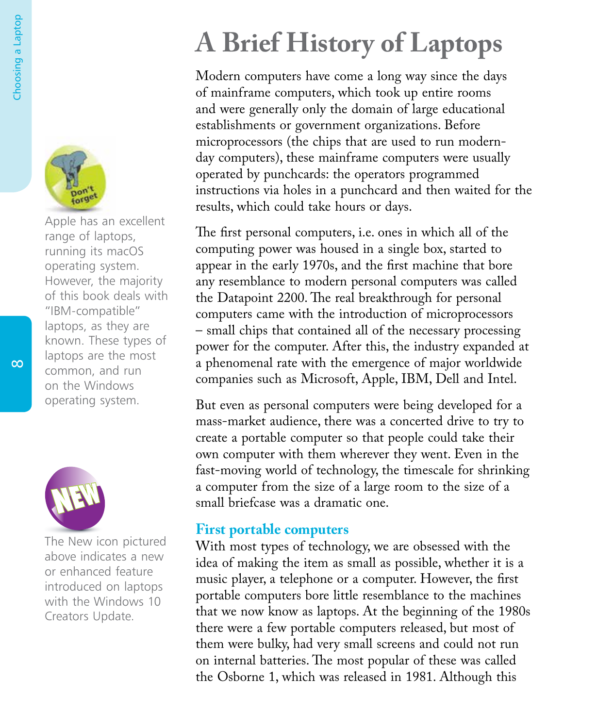# A Brief History of Laptops

Modern computers have come a long way since the days of mainframe computers, which took up entire rooms and were generally only the domain of large educational establishments or government organizations. Before microprocessors (the chips that are used to run modern-day computers), these mainframe computers were usually operated by punchcards: the operators programmed instructions via holes in a punchcard and then waited for the results, which could take hours or days.

The first personal computers, i.e. ones in which all of the computing power was housed in a single box, started to appear in the early 1970s, and the first machine that bore any resemblance to modern personal computers was called the Datapoint 2200. The real breakthrough for personal computers came with the introduction of microprocessors – small chips that contained all of the necessary processing power for the computer. After this, the industry expanded at a phenomenal rate with the emergence of major worldwide companies such as Microsoft, Apple, IBM, Dell and Intel.

But even as personal computers were being developed for a mass-market audience, there was a concerted drive to try to create a portable computer so that people could take their own computer with them wherever they went. Even in the fast-moving world of technology, the timescale for shrinking a computer from the size of a large room to the size of a small briefcase was a dramatic one.

Apple has an excellent range of laptops, running its macOS operating system. However, the majority of this book deals with "IBM-compatible" laptops, as they are known. These types of laptops are the most common, and run on the Windows operating system.

The New icon pictured above indicates a new or enhanced feature introduced on laptops with the Windows 10 Creators Update.

## First portable computers

With most types of technology, we are obsessed with the idea of making the item as small as possible, whether it is a music player, a telephone or a computer. However, the first portable computers bore little resemblance to the machines that we now know as laptops. At the beginning of the 1980s there were a few portable computers released, but most of them were bulky, had very small screens and could not run on internal batteries. The most popular of these was called the Osborne 1, which was released in 1981. Although this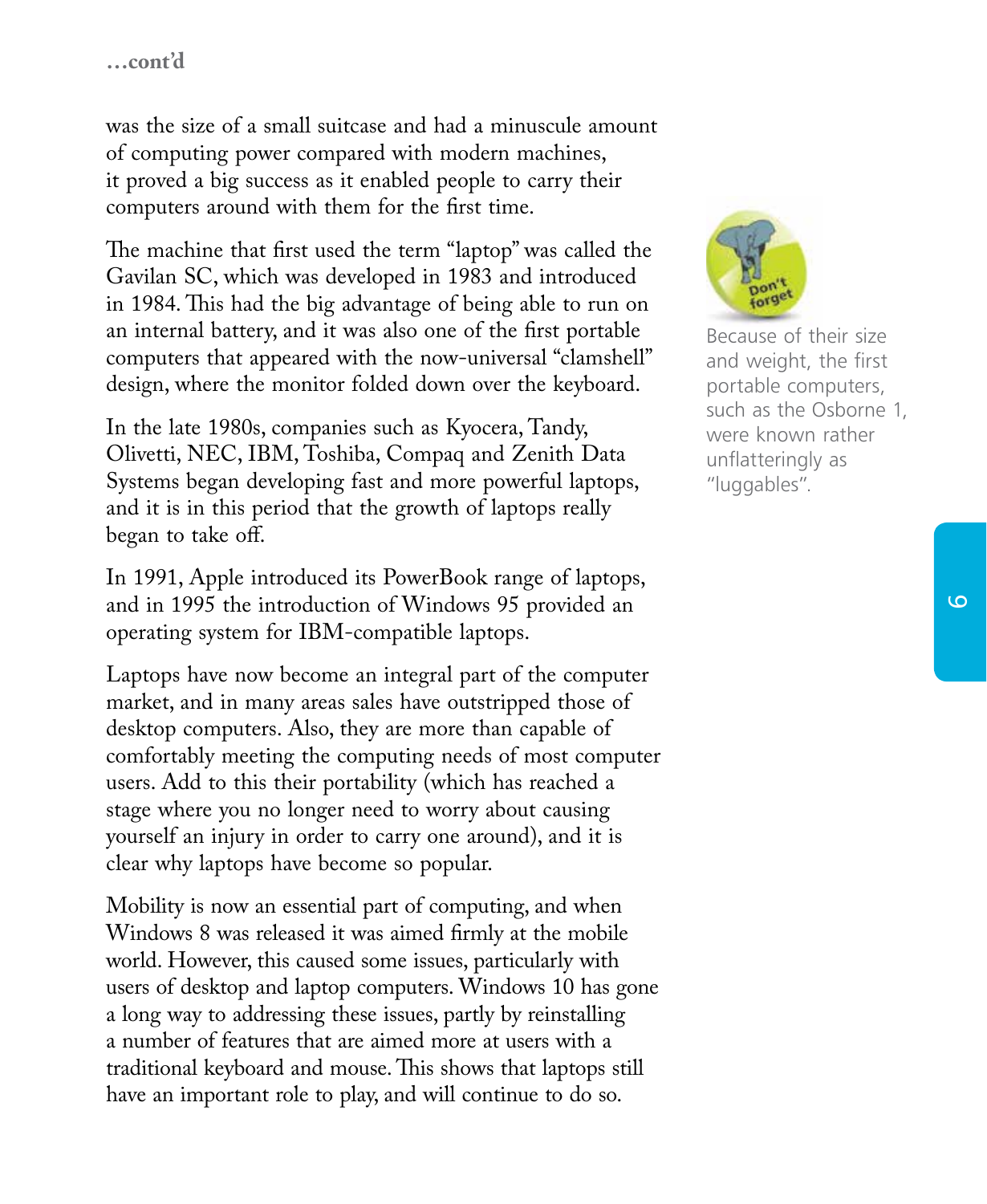...cont'd

was the size of a small suitcase and had a minuscule amount of computing power compared with modern machines, it proved a big success as it enabled people to carry their computers around with them for the first time.

The machine that first used the term "laptop" was called the Gavilan SC, which was developed in 1983 and introduced in 1984. This had the big advantage of being able to run on an internal battery, and it was also one of the first portable computers that appeared with the now-universal "clamshell" design, where the monitor folded down over the keyboard.

In the late 1980s, companies such as Kyocera, Tandy, Olivetti, NEC, IBM, Toshiba, Compaq and Zenith Data Systems began developing fast and more powerful laptops, and it is in this period that the growth of laptops really began to take off.

In 1991, Apple introduced its PowerBook range of laptops, and in 1995 the introduction of Windows 95 provided an operating system for IBM-compatible laptops.

Laptops have now become an integral part of the computer market, and in many areas sales have outstripped those of desktop computers. Also, they are more than capable of comfortably meeting the computing needs of most computer users. Add to this their portability (which has reached a stage where you no longer need to worry about causing yourself an injury in order to carry one around), and it is clear why laptops have become so popular.

Mobility is now an essential part of computing, and when Windows 8 was released it was aimed firmly at the mobile world. However, this caused some issues, particularly with users of desktop and laptop computers. Windows 10 has gone a long way to addressing these issues, partly by reinstalling a number of features that are aimed more at users with a traditional keyboard and mouse. This shows that laptops still have an important role to play, and will continue to do so.

Don't forget

Because of their size and weight, the first portable computers, such as the Osborne 1, were known rather unflatteringly as "luggables".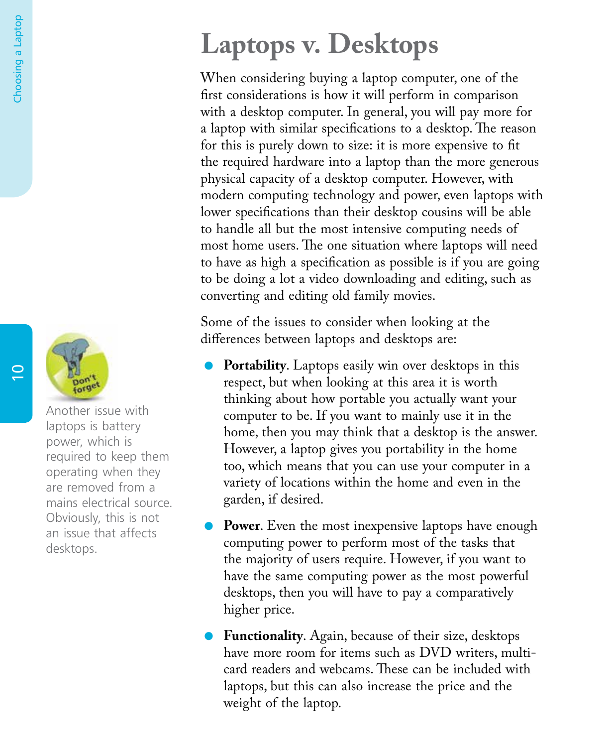# Laptops v. Desktops

When considering buying a laptop computer, one of the first considerations is how it will perform in comparison with a desktop computer. In general, you will pay more for a laptop with similar specifications to a desktop. The reason for this is purely down to size: it is more expensive to fit the required hardware into a laptop than the more generous physical capacity of a desktop computer. However, with modern computing technology and power, even laptops with lower specifications than their desktop cousins will be able to handle all but the most intensive computing needs of most home users. The one situation where laptops will need to have as high a specification as possible is if you are going to be doing a lot a video downloading and editing, such as converting and editing old family movies.

Some of the issues to consider when looking at the differences between laptops and desktops are:

- **Portability**. Laptops easily win over desktops in this respect, but when looking at this area it is worth thinking about how portable you actually want your computer to be. If you want to mainly use it in the home, then you may think that a desktop is the answer. However, a laptop gives you portability in the home too, which means that you can use your computer in a variety of locations within the home and even in the garden, if desired.
- **Power**. Even the most inexpensive laptops have enough computing power to perform most of the tasks that the majority of users require. However, if you want to have the same computing power as the most powerful desktops, then you will have to pay a comparatively higher price.
- **Functionality**. Again, because of their size, desktops have more room for items such as DVD writers, multi-card readers and webcams. These can be included with laptops, but this can also increase the price and the weight of the laptop.

Don't forget

Another issue with laptops is battery power, which is required to keep them operating when they are removed from a mains electrical source. Obviously, this is not an issue that affects desktops.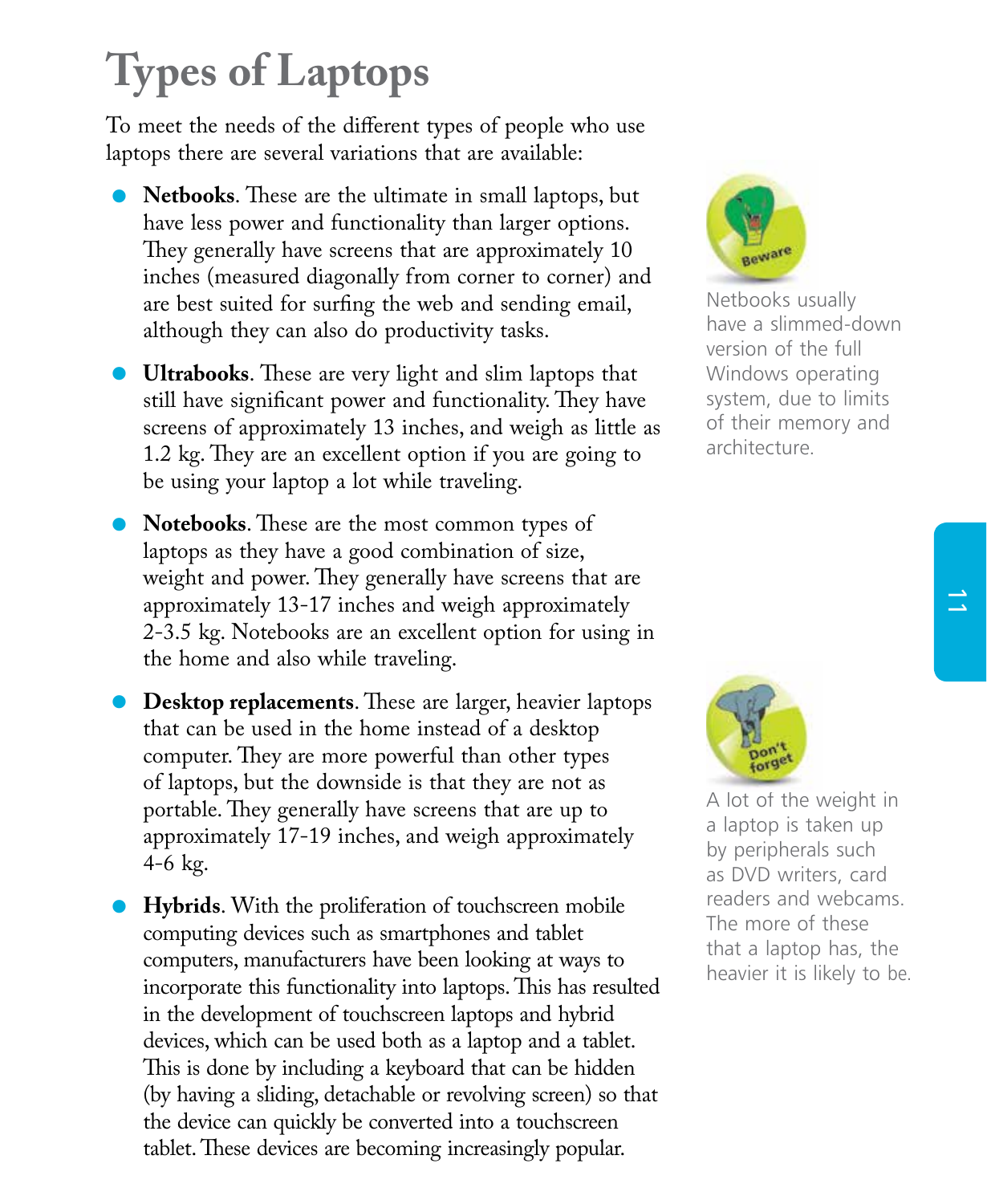# Types of Laptops

To meet the needs of the different types of people who use laptops there are several variations that are available:

- **Netbooks**. These are the ultimate in small laptops, but have less power and functionality than larger options. They generally have screens that are approximately 10 inches (measured diagonally from corner to corner) and are best suited for surfing the web and sending email, although they can also do productivity tasks.
- **Ultrabooks**. These are very light and slim laptops that still have significant power and functionality. They have screens of approximately 13 inches, and weigh as little as 1.2 kg. They are an excellent option if you are going to be using your laptop a lot while traveling.
- **Notebooks**. These are the most common types of laptops as they have a good combination of size, weight and power. They generally have screens that are approximately 13-17 inches and weigh approximately 2-3.5 kg. Notebooks are an excellent option for using in the home and also while traveling.
- **Desktop replacements**. These are larger, heavier laptops that can be used in the home instead of a desktop computer. They are more powerful than other types of laptops, but the downside is that they are not as portable. They generally have screens that are up to approximately 17-19 inches, and weigh approximately 4-6 kg.
- **Hybrids**. With the proliferation of touchscreen mobile computing devices such as smartphones and tablet computers, manufacturers have been looking at ways to incorporate this functionality into laptops. This has resulted in the development of touchscreen laptops and hybrid devices, which can be used both as a laptop and a tablet. This is done by including a keyboard that can be hidden (by having a sliding, detachable or revolving screen) so that the device can quickly be converted into a touchscreen tablet. These devices are becoming increasingly popular.

Beware

Netbooks usually have a slimmed-down version of the full Windows operating system, due to limits of their memory and architecture.

Don't forget

A lot of the weight in a laptop is taken up by peripherals such as DVD writers, card readers and webcams. The more of these that a laptop has, the heavier it is likely to be.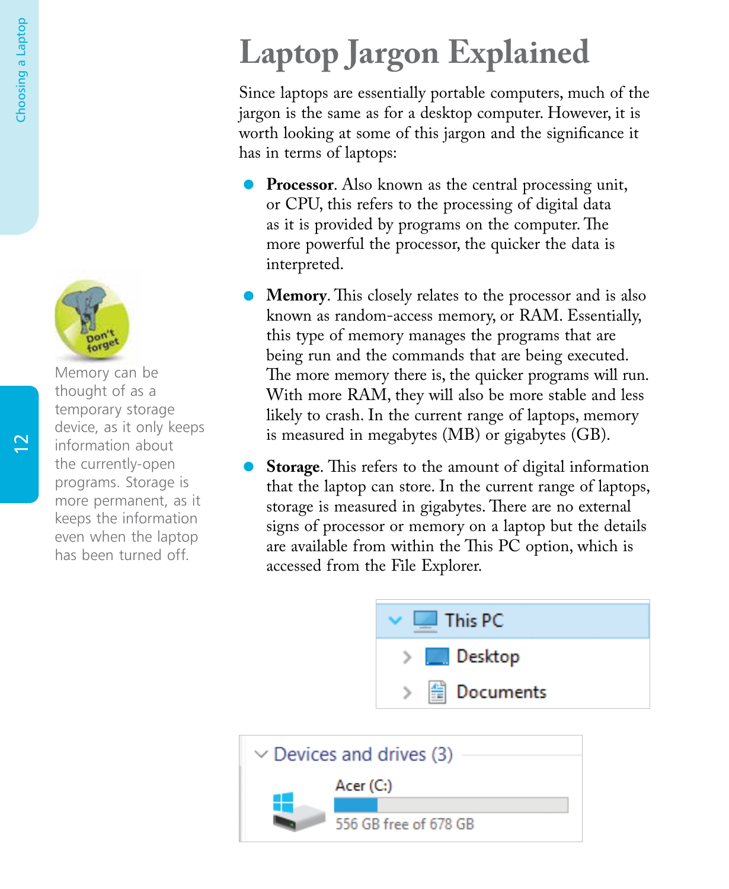# Laptop Jargon Explained

Since laptops are essentially portable computers, much of the jargon is the same as for a desktop computer. However, it is worth looking at some of this jargon and the significance it has in terms of laptops:

- **Processor**. Also known as the central processing unit, or CPU, this refers to the processing of digital data as it is provided by programs on the computer. The more powerful the processor, the quicker the data is interpreted.
- **Memory**. This closely relates to the processor and is also known as random-access memory, or RAM. Essentially, this type of memory manages the programs that are being run and the commands that are being executed. The more memory there is, the quicker programs will run. With more RAM, they will also be more stable and less likely to crash. In the current range of laptops, memory is measured in megabytes (MB) or gigabytes (GB).
- **Storage**. This refers to the amount of digital information that the laptop can store. In the current range of laptops, storage is measured in gigabytes. There are no external signs of processor or memory on a laptop but the details are available from within the This PC option, which is accessed from the File Explorer.

This PC
Desktop
Documents

Devices and drives (3)
Acer (C:)
556 GB free of 678 GB

Don't forget

Memory can be thought of as a temporary storage device, as it only keeps information about the currently-open programs. Storage is more permanent, as it keeps the information even when the laptop has been turned off.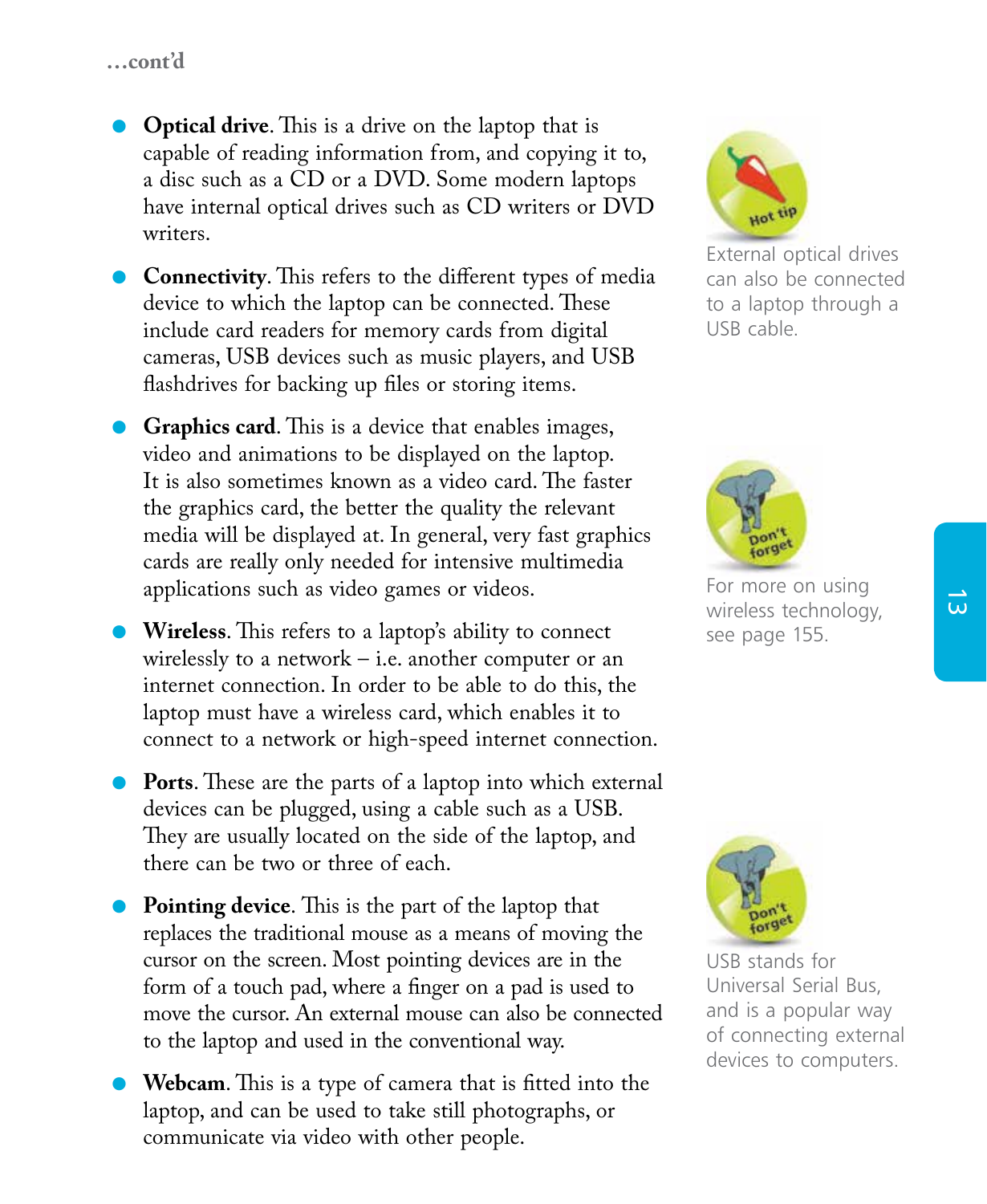…cont'd

- **Optical drive**. This is a drive on the laptop that is capable of reading information from, and copying it to, a disc such as a CD or a DVD. Some modern laptops have internal optical drives such as CD writers or DVD writers.
- **Connectivity**. This refers to the different types of media device to which the laptop can be connected. These include card readers for memory cards from digital cameras, USB devices such as music players, and USB flashdrives for backing up files or storing items.
- **Graphics card**. This is a device that enables images, video and animations to be displayed on the laptop. It is also sometimes known as a video card. The faster the graphics card, the better the quality the relevant media will be displayed at. In general, very fast graphics cards are really only needed for intensive multimedia applications such as video games or videos.
- **Wireless**. This refers to a laptop's ability to connect wirelessly to a network – i.e. another computer or an internet connection. In order to be able to do this, the laptop must have a wireless card, which enables it to connect to a network or high-speed internet connection.
- **Ports**. These are the parts of a laptop into which external devices can be plugged, using a cable such as a USB. They are usually located on the side of the laptop, and there can be two or three of each.
- **Pointing device**. This is the part of the laptop that replaces the traditional mouse as a means of moving the cursor on the screen. Most pointing devices are in the form of a touch pad, where a finger on a pad is used to move the cursor. An external mouse can also be connected to the laptop and used in the conventional way.
- **Webcam**. This is a type of camera that is fitted into the laptop, and can be used to take still photographs, or communicate via video with other people.

Hot tip

External optical drives can also be connected to a laptop through a USB cable.

Don't forget

For more on using wireless technology, see page 155.

Don't forget

USB stands for Universal Serial Bus, and is a popular way of connecting external devices to computers.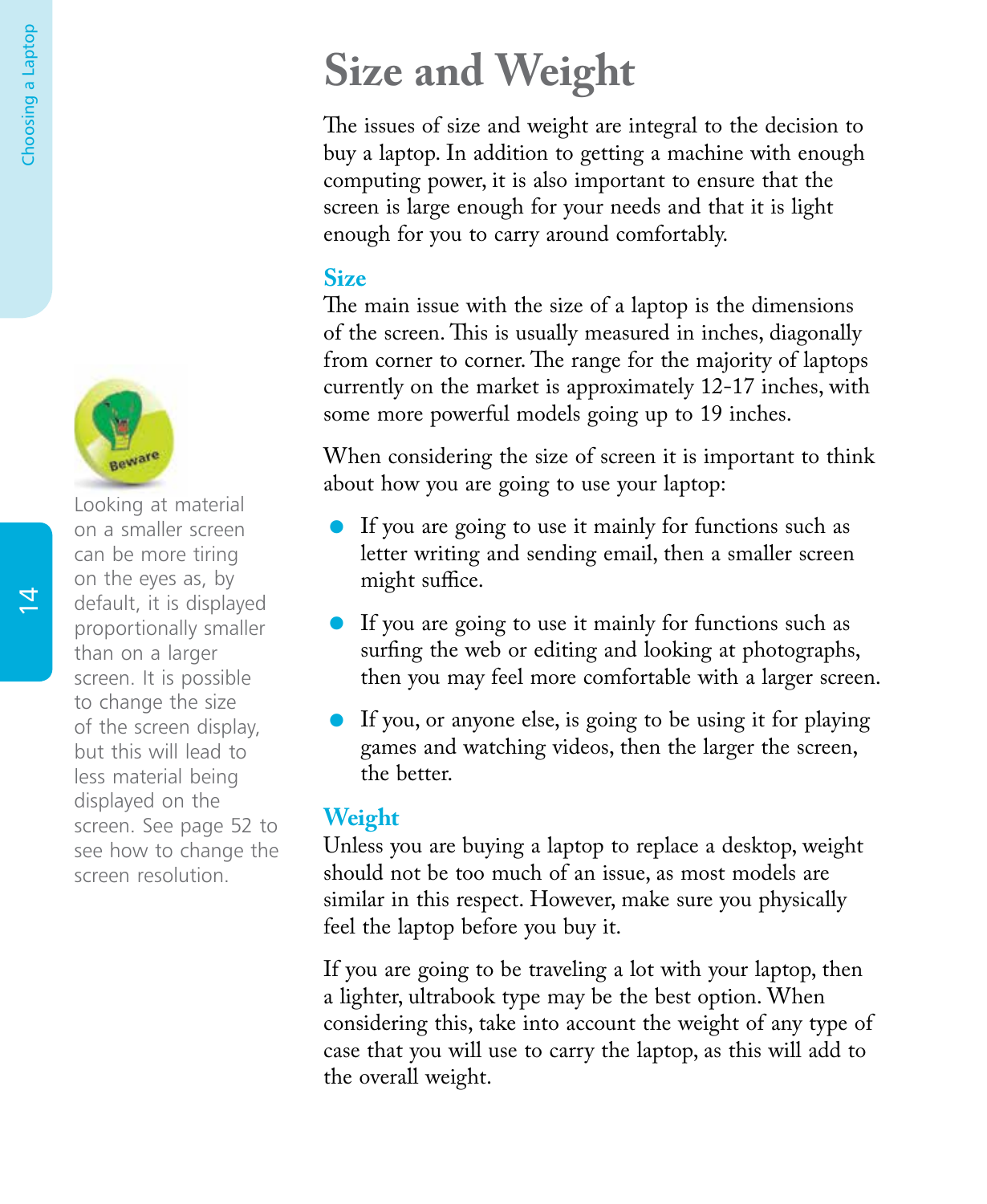# Size and Weight

The issues of size and weight are integral to the decision to buy a laptop. In addition to getting a machine with enough computing power, it is also important to ensure that the screen is large enough for your needs and that it is light enough for you to carry around comfortably.

## Size

The main issue with the size of a laptop is the dimensions of the screen. This is usually measured in inches, diagonally from corner to corner. The range for the majority of laptops currently on the market is approximately 12-17 inches, with some more powerful models going up to 19 inches.

When considering the size of screen it is important to think about how you are going to use your laptop:

- If you are going to use it mainly for functions such as letter writing and sending email, then a smaller screen might suffice.
- If you are going to use it mainly for functions such as surfing the web or editing and looking at photographs, then you may feel more comfortable with a larger screen.
- If you, or anyone else, is going to be using it for playing games and watching videos, then the larger the screen, the better.

## Weight

Unless you are buying a laptop to replace a desktop, weight should not be too much of an issue, as most models are similar in this respect. However, make sure you physically feel the laptop before you buy it.

If you are going to be traveling a lot with your laptop, then a lighter, ultrabook type may be the best option. When considering this, take into account the weight of any type of case that you will use to carry the laptop, as this will add to the overall weight.

**Beware**

Looking at material on a smaller screen can be more tiring on the eyes as, by default, it is displayed proportionally smaller than on a larger screen. It is possible to change the size of the screen display, but this will lead to less material being displayed on the screen. See page 52 to see how to change the screen resolution.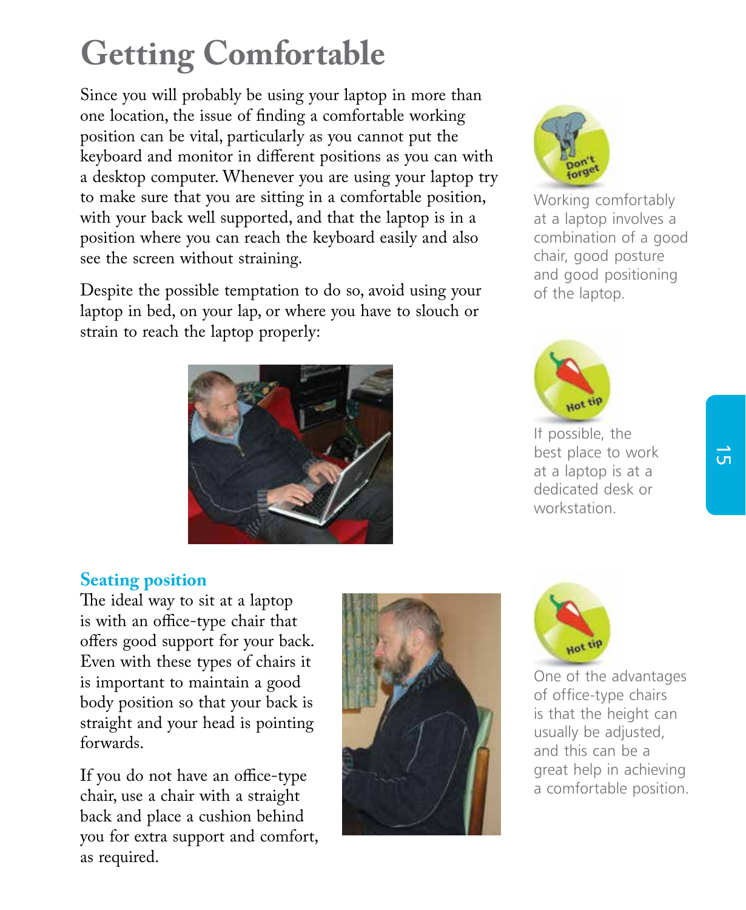# Getting Comfortable

Since you will probably be using your laptop in more than one location, the issue of finding a comfortable working position can be vital, particularly as you cannot put the keyboard and monitor in different positions as you can with a desktop computer. Whenever you are using your laptop try to make sure that you are sitting in a comfortable position, with your back well supported, and that the laptop is in a position where you can reach the keyboard easily and also see the screen without straining.

Despite the possible temptation to do so, avoid using your laptop in bed, on your lap, or where you have to slouch or strain to reach the laptop properly:

### Seating position

The ideal way to sit at a laptop is with an office-type chair that offers good support for your back. Even with these types of chairs it is important to maintain a good body position so that your back is straight and your head is pointing forwards.

If you do not have an office-type chair, use a chair with a straight back and place a cushion behind you for extra support and comfort, as required.

Don't forget

Working comfortably at a laptop involves a combination of a good chair, good posture and good positioning of the laptop.

Hot tip

If possible, the best place to work at a laptop is at a dedicated desk or workstation.

Hot tip

One of the advantages of office-type chairs is that the height can usually be adjusted, and this can be a great help in achieving a comfortable position.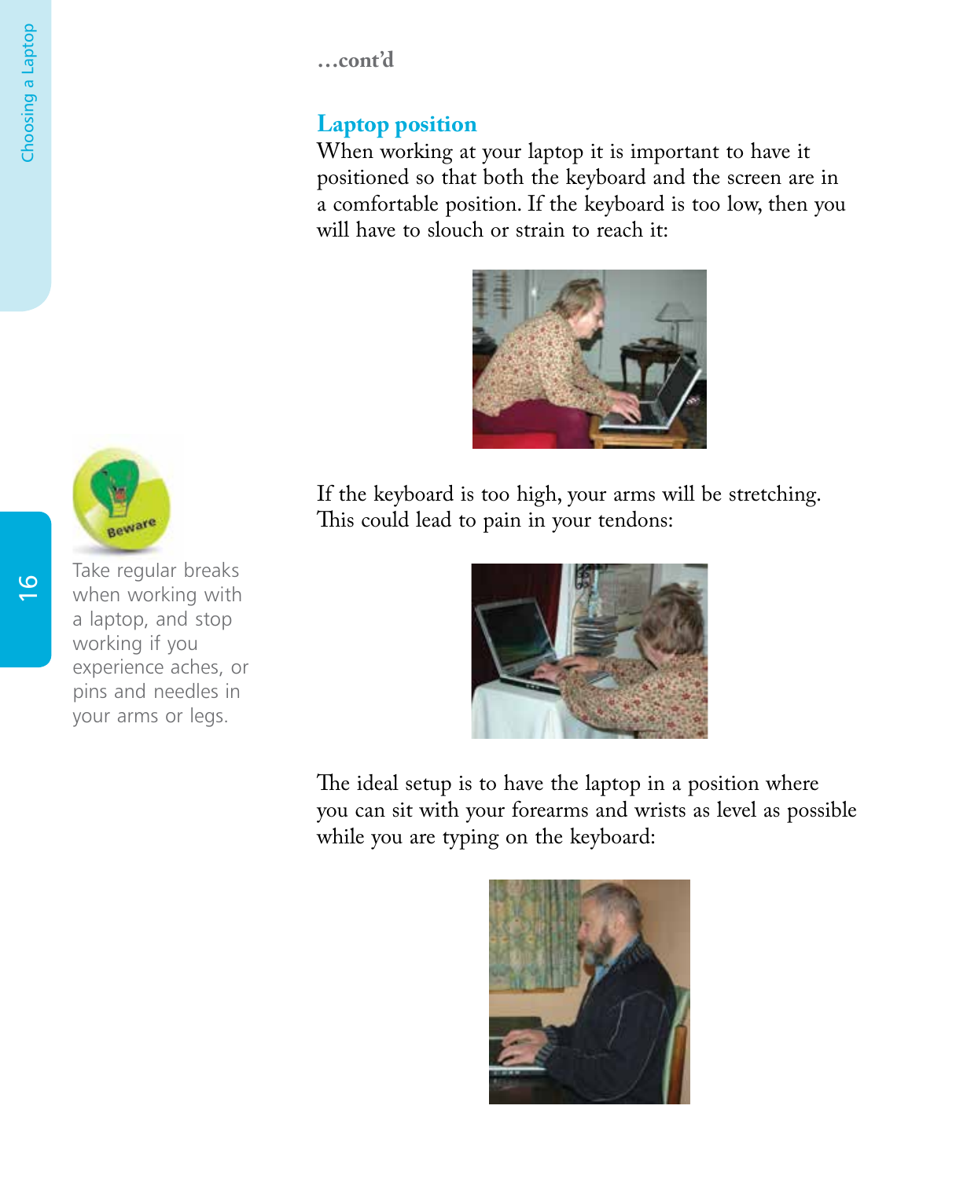…cont'd

## Laptop position

When working at your laptop it is important to have it positioned so that both the keyboard and the screen are in a comfortable position. If the keyboard is too low, then you will have to slouch or strain to reach it:

If the keyboard is too high, your arms will be stretching. This could lead to pain in your tendons:

The ideal setup is to have the laptop in a position where you can sit with your forearms and wrists as level as possible while you are typing on the keyboard:

**Beware**

Take regular breaks when working with a laptop, and stop working if you experience aches, or pins and needles in your arms or legs.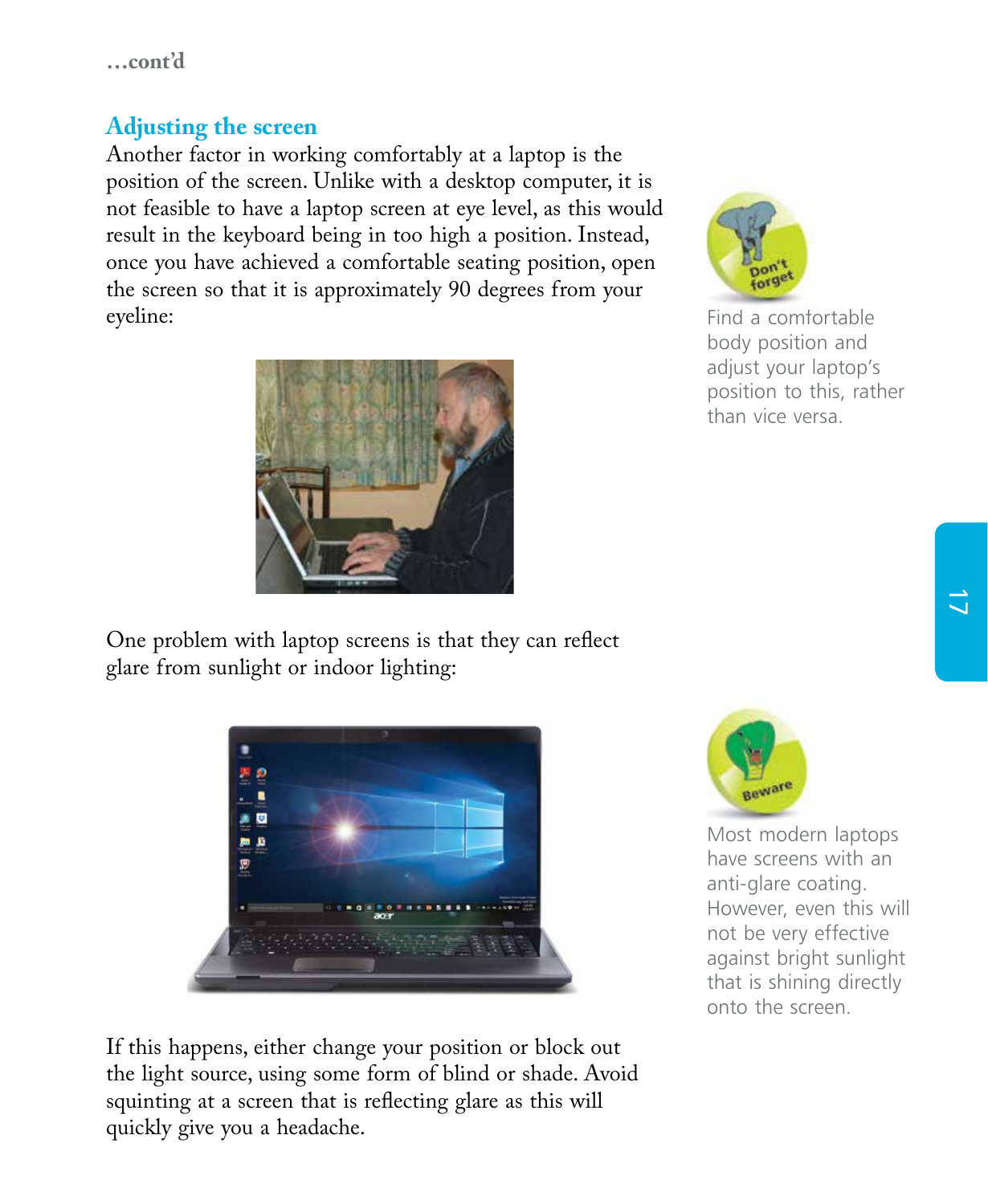…cont'd

## Adjusting the screen

Another factor in working comfortably at a laptop is the position of the screen. Unlike with a desktop computer, it is not feasible to have a laptop screen at eye level, as this would result in the keyboard being in too high a position. Instead, once you have achieved a comfortable seating position, open the screen so that it is approximately 90 degrees from your eyeline:

One problem with laptop screens is that they can reflect glare from sunlight or indoor lighting:

If this happens, either change your position or block out the light source, using some form of blind or shade. Avoid squinting at a screen that is reflecting glare as this will quickly give you a headache.

**Don't forget**

Find a comfortable body position and adjust your laptop's position to this, rather than vice versa.

**Beware**

Most modern laptops have screens with an anti-glare coating. However, even this will not be very effective against bright sunlight that is shining directly onto the screen.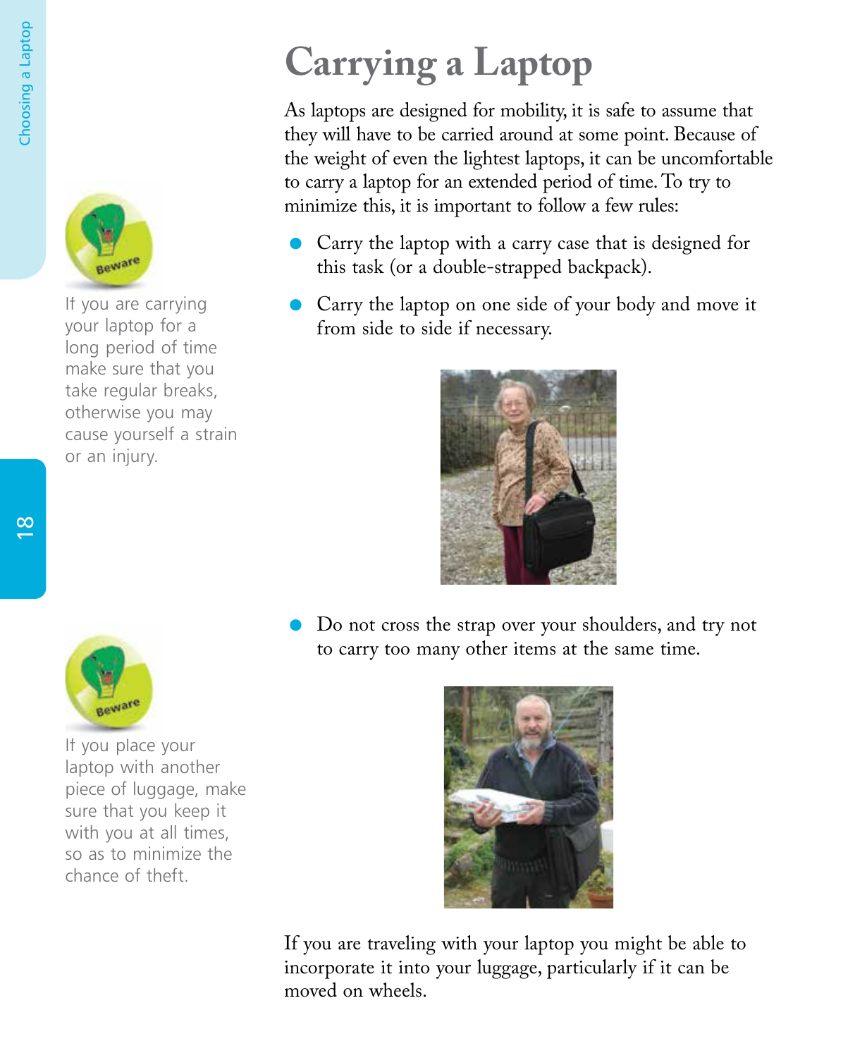# Carrying a Laptop

As laptops are designed for mobility, it is safe to assume that they will have to be carried around at some point. Because of the weight of even the lightest laptops, it can be uncomfortable to carry a laptop for an extended period of time. To try to minimize this, it is important to follow a few rules:

- Carry the laptop with a carry case that is designed for this task (or a double-strapped backpack).
- Carry the laptop on one side of your body and move it from side to side if necessary.

**Beware**

If you are carrying your laptop for a long period of time make sure that you take regular breaks, otherwise you may cause yourself a strain or an injury.

- Do not cross the strap over your shoulders, and try not to carry too many other items at the same time.

**Beware**

If you place your laptop with another piece of luggage, make sure that you keep it with you at all times, so as to minimize the chance of theft.

If you are traveling with your laptop you might be able to incorporate it into your luggage, particularly if it can be moved on wheels.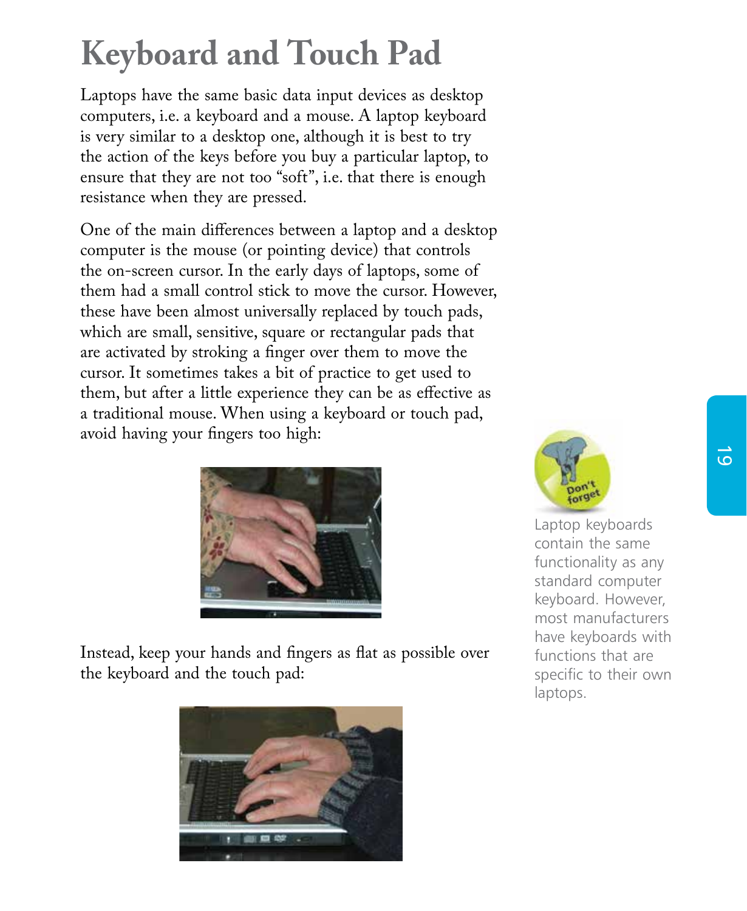# Keyboard and Touch Pad

Laptops have the same basic data input devices as desktop computers, i.e. a keyboard and a mouse. A laptop keyboard is very similar to a desktop one, although it is best to try the action of the keys before you buy a particular laptop, to ensure that they are not too "soft", i.e. that there is enough resistance when they are pressed.

One of the main differences between a laptop and a desktop computer is the mouse (or pointing device) that controls the on-screen cursor. In the early days of laptops, some of them had a small control stick to move the cursor. However, these have been almost universally replaced by touch pads, which are small, sensitive, square or rectangular pads that are activated by stroking a finger over them to move the cursor. It sometimes takes a bit of practice to get used to them, but after a little experience they can be as effective as a traditional mouse. When using a keyboard or touch pad, avoid having your fingers too high:

Instead, keep your hands and fingers as flat as possible over the keyboard and the touch pad:

Don't forget

Laptop keyboards contain the same functionality as any standard computer keyboard. However, most manufacturers have keyboards with functions that are specific to their own laptops.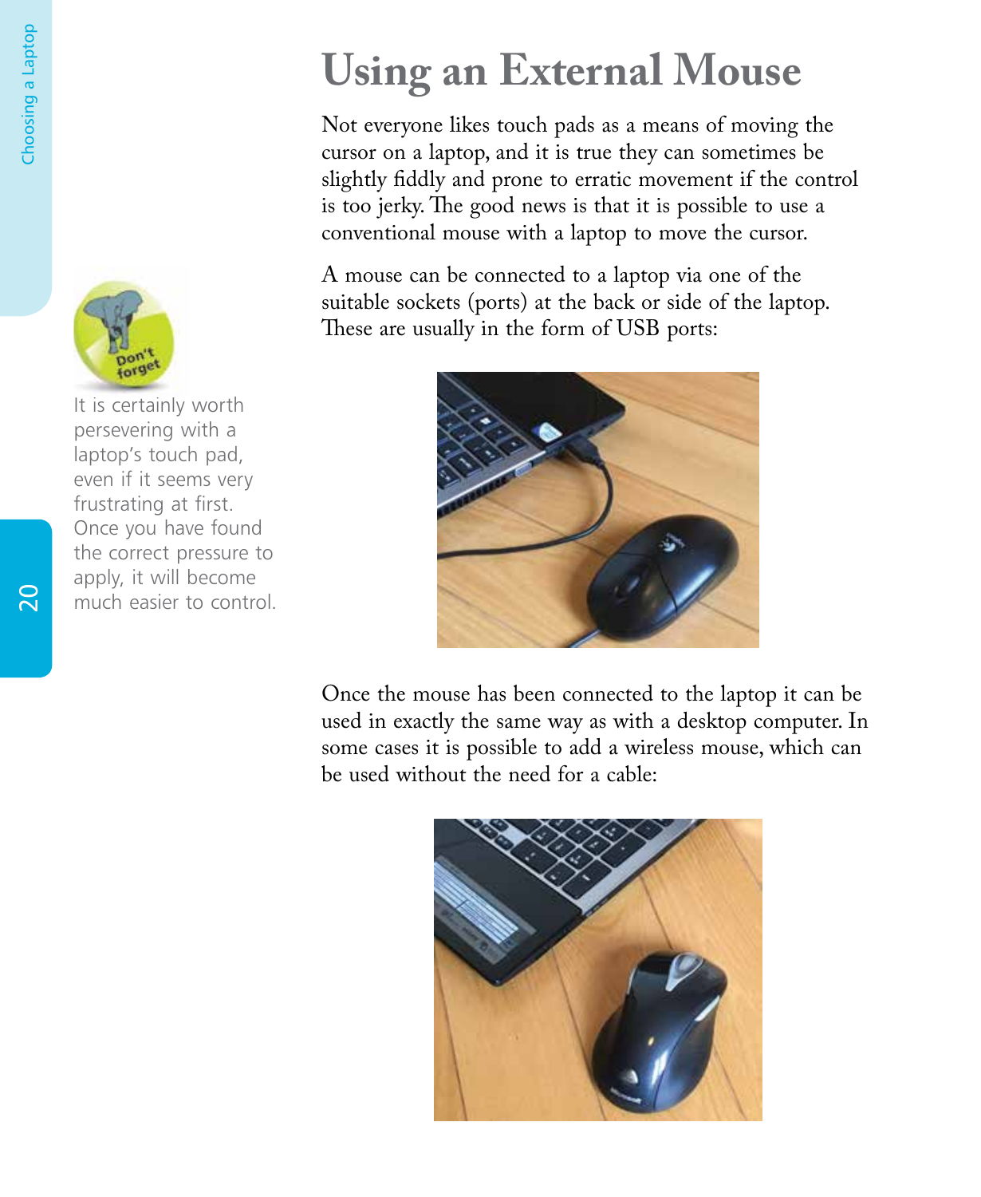# Using an External Mouse

Not everyone likes touch pads as a means of moving the cursor on a laptop, and it is true they can sometimes be slightly fiddly and prone to erratic movement if the control is too jerky. The good news is that it is possible to use a conventional mouse with a laptop to move the cursor.

A mouse can be connected to a laptop via one of the suitable sockets (ports) at the back or side of the laptop. These are usually in the form of USB ports:

Once the mouse has been connected to the laptop it can be used in exactly the same way as with a desktop computer. In some cases it is possible to add a wireless mouse, which can be used without the need for a cable:

Don't forget

It is certainly worth persevering with a laptop's touch pad, even if it seems very frustrating at first. Once you have found the correct pressure to apply, it will become much easier to control.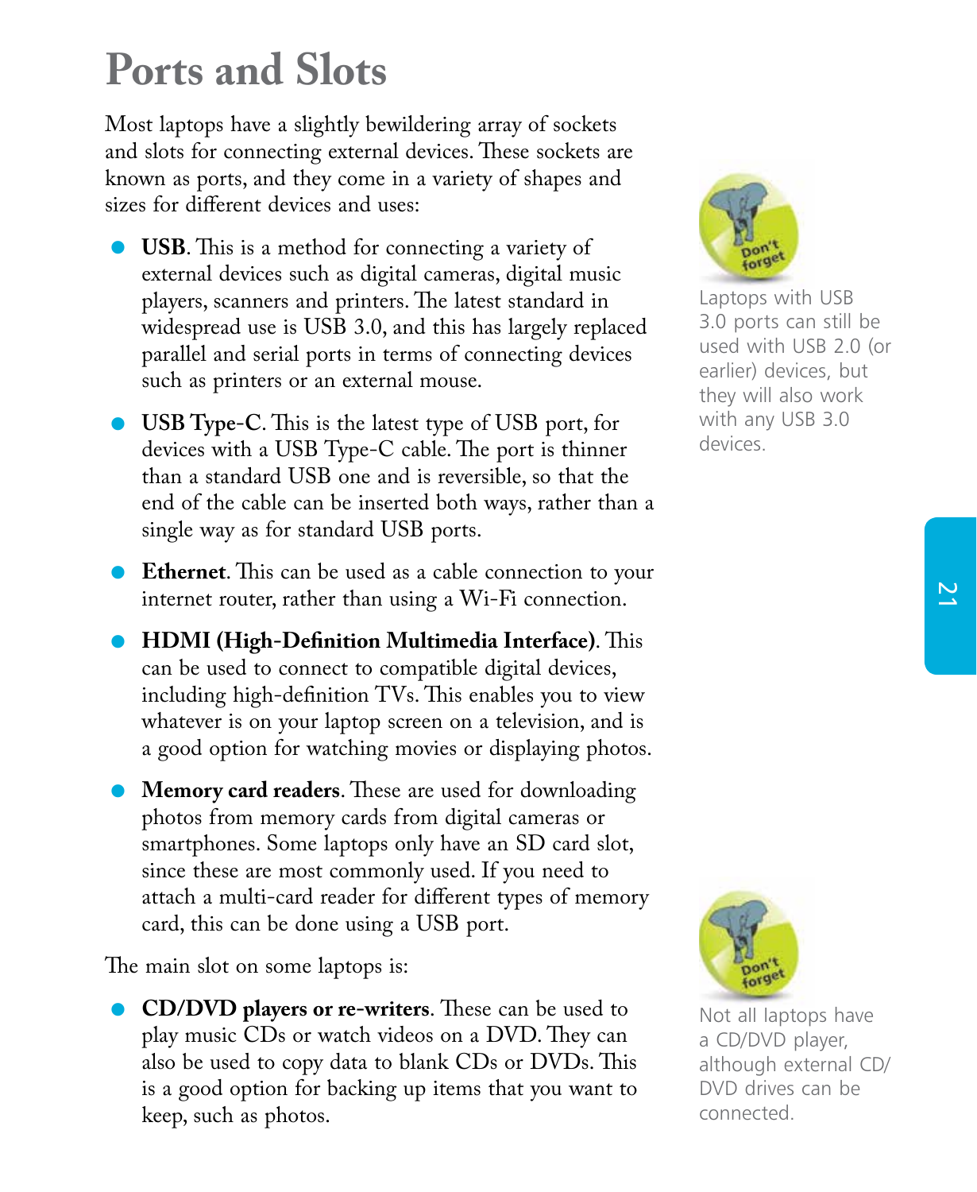# Ports and Slots

Most laptops have a slightly bewildering array of sockets and slots for connecting external devices. These sockets are known as ports, and they come in a variety of shapes and sizes for different devices and uses:

- **USB**. This is a method for connecting a variety of external devices such as digital cameras, digital music players, scanners and printers. The latest standard in widespread use is USB 3.0, and this has largely replaced parallel and serial ports in terms of connecting devices such as printers or an external mouse.
- **USB Type-C**. This is the latest type of USB port, for devices with a USB Type-C cable. The port is thinner than a standard USB one and is reversible, so that the end of the cable can be inserted both ways, rather than a single way as for standard USB ports.
- **Ethernet**. This can be used as a cable connection to your internet router, rather than using a Wi-Fi connection.
- **HDMI (High-Definition Multimedia Interface)**. This can be used to connect to compatible digital devices, including high-definition TVs. This enables you to view whatever is on your laptop screen on a television, and is a good option for watching movies or displaying photos.
- **Memory card readers**. These are used for downloading photos from memory cards from digital cameras or smartphones. Some laptops only have an SD card slot, since these are most commonly used. If you need to attach a multi-card reader for different types of memory card, this can be done using a USB port.

The main slot on some laptops is:

- **CD/DVD players or re-writers**. These can be used to play music CDs or watch videos on a DVD. They can also be used to copy data to blank CDs or DVDs. This is a good option for backing up items that you want to keep, such as photos.

Don't forget

Laptops with USB 3.0 ports can still be used with USB 2.0 (or earlier) devices, but they will also work with any USB 3.0 devices.

Don't forget

Not all laptops have a CD/DVD player, although external CD/DVD drives can be connected.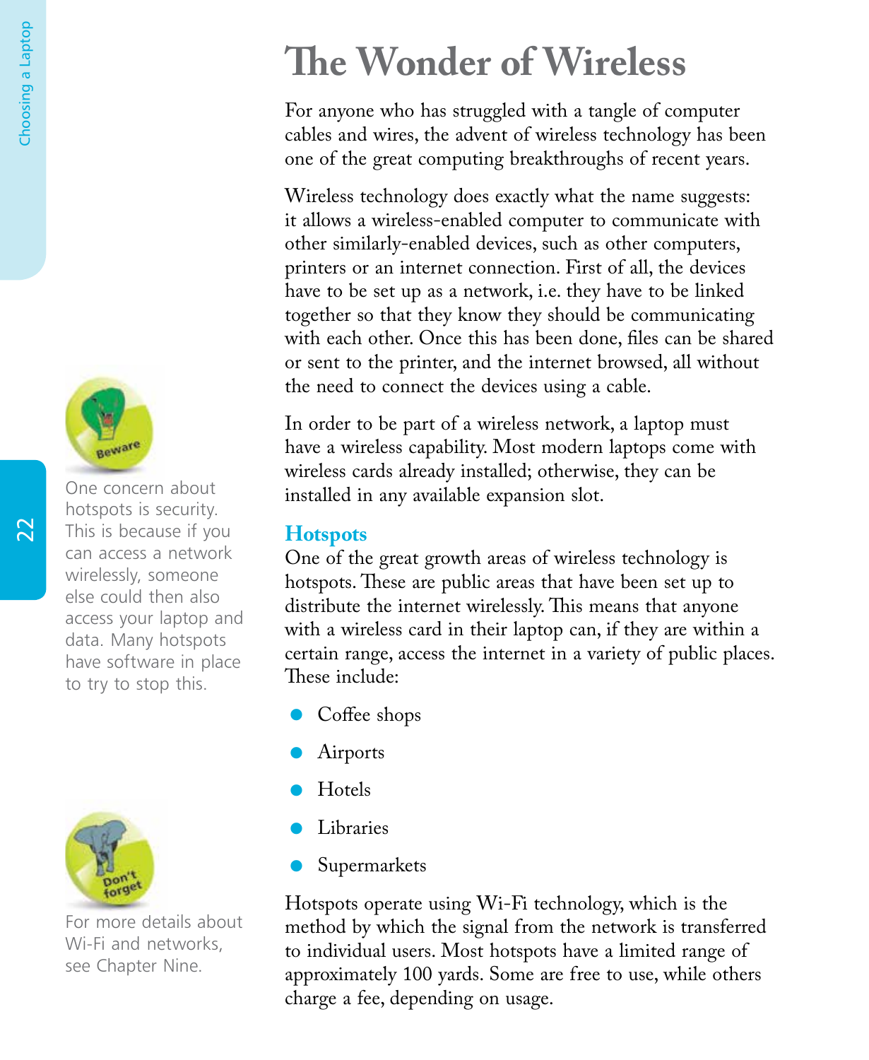# The Wonder of Wireless

For anyone who has struggled with a tangle of computer cables and wires, the advent of wireless technology has been one of the great computing breakthroughs of recent years.

Wireless technology does exactly what the name suggests: it allows a wireless-enabled computer to communicate with other similarly-enabled devices, such as other computers, printers or an internet connection. First of all, the devices have to be set up as a network, i.e. they have to be linked together so that they know they should be communicating with each other. Once this has been done, files can be shared or sent to the printer, and the internet browsed, all without the need to connect the devices using a cable.

In order to be part of a wireless network, a laptop must have a wireless capability. Most modern laptops come with wireless cards already installed; otherwise, they can be installed in any available expansion slot.

**Beware**

One concern about hotspots is security. This is because if you can access a network wirelessly, someone else could then also access your laptop and data. Many hotspots have software in place to try to stop this.

## Hotspots

One of the great growth areas of wireless technology is hotspots. These are public areas that have been set up to distribute the internet wirelessly. This means that anyone with a wireless card in their laptop can, if they are within a certain range, access the internet in a variety of public places. These include:

- Coffee shops
- Airports
- Hotels
- Libraries
- Supermarkets

Hotspots operate using Wi-Fi technology, which is the method by which the signal from the network is transferred to individual users. Most hotspots have a limited range of approximately 100 yards. Some are free to use, while others charge a fee, depending on usage.

**Don't forget**

For more details about Wi-Fi and networks, see Chapter Nine.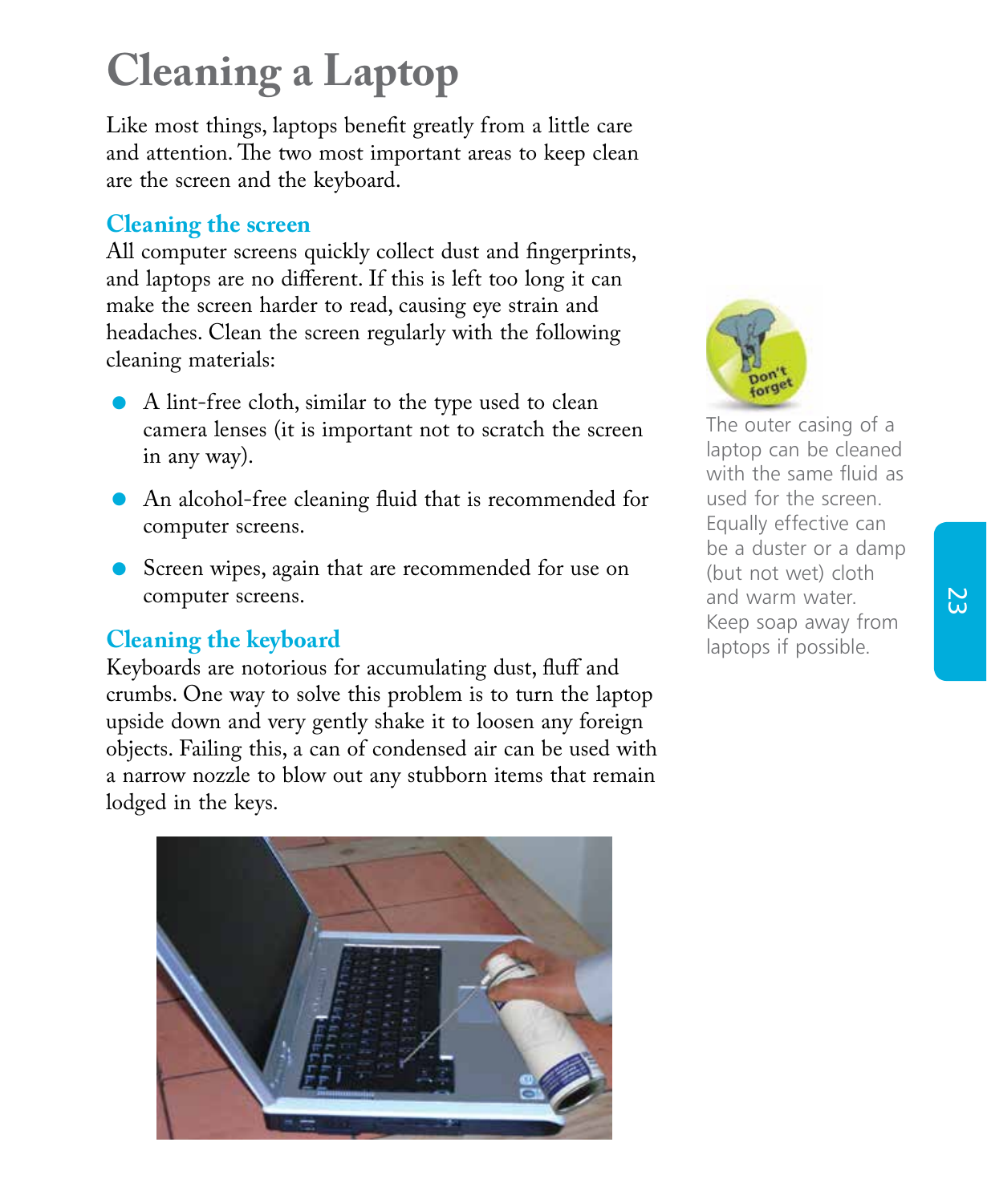# Cleaning a Laptop

Like most things, laptops benefit greatly from a little care and attention. The two most important areas to keep clean are the screen and the keyboard.

## Cleaning the screen

All computer screens quickly collect dust and fingerprints, and laptops are no different. If this is left too long it can make the screen harder to read, causing eye strain and headaches. Clean the screen regularly with the following cleaning materials:

- A lint-free cloth, similar to the type used to clean camera lenses (it is important not to scratch the screen in any way).
- An alcohol-free cleaning fluid that is recommended for computer screens.
- Screen wipes, again that are recommended for use on computer screens.

## Cleaning the keyboard

Keyboards are notorious for accumulating dust, fluff and crumbs. One way to solve this problem is to turn the laptop upside down and very gently shake it to loosen any foreign objects. Failing this, a can of condensed air can be used with a narrow nozzle to blow out any stubborn items that remain lodged in the keys.

**Don't forget**

The outer casing of a laptop can be cleaned with the same fluid as used for the screen. Equally effective can be a duster or a damp (but not wet) cloth and warm water. Keep soap away from laptops if possible.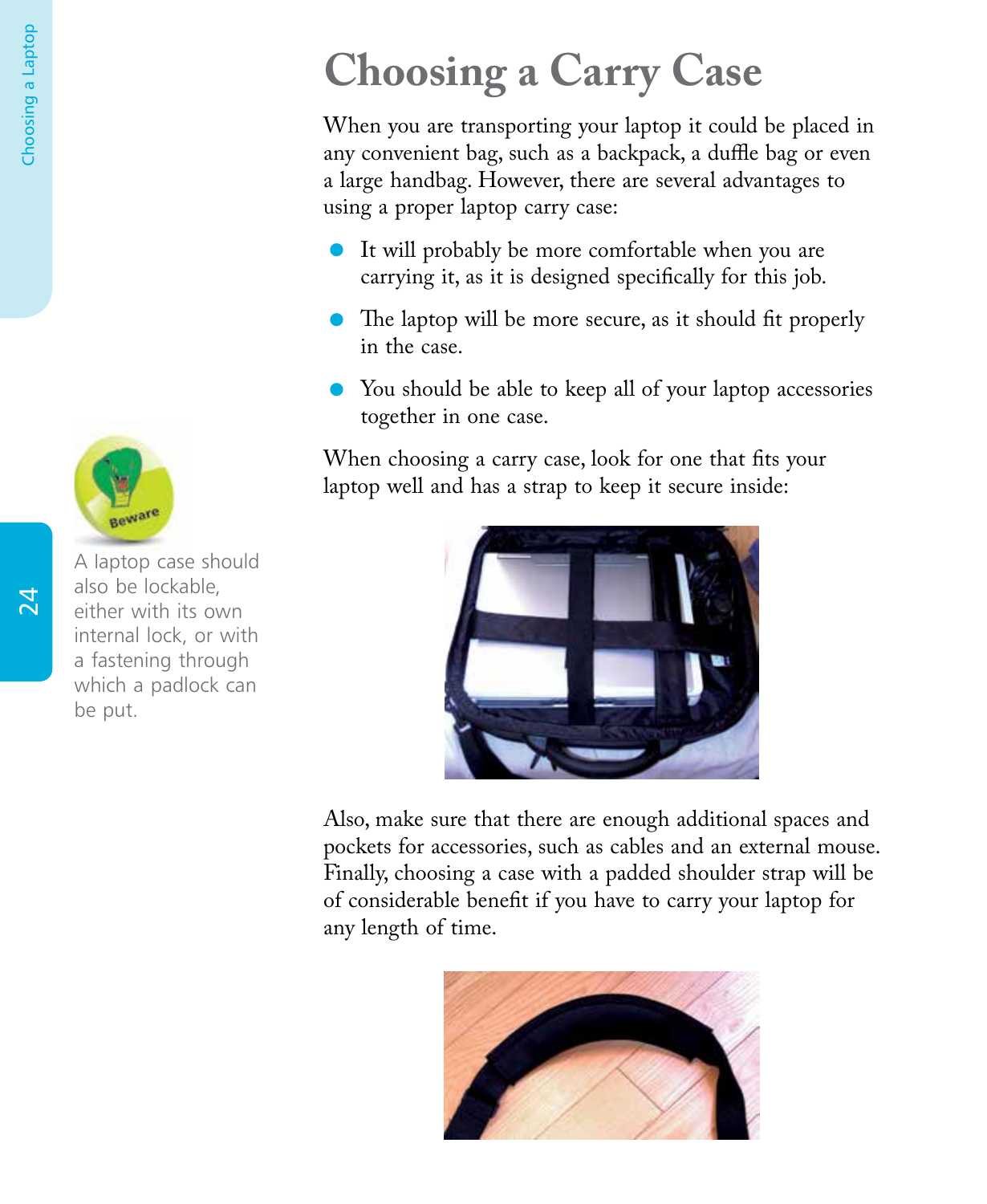# Choosing a Carry Case

When you are transporting your laptop it could be placed in any convenient bag, such as a backpack, a duffle bag or even a large handbag. However, there are several advantages to using a proper laptop carry case:

- It will probably be more comfortable when you are carrying it, as it is designed specifically for this job.
- The laptop will be more secure, as it should fit properly in the case.
- You should be able to keep all of your laptop accessories together in one case.

When choosing a carry case, look for one that fits your laptop well and has a strap to keep it secure inside:

Also, make sure that there are enough additional spaces and pockets for accessories, such as cables and an external mouse. Finally, choosing a case with a padded shoulder strap will be of considerable benefit if you have to carry your laptop for any length of time.

**Beware**

A laptop case should also be lockable, either with its own internal lock, or with a fastening through which a padlock can be put.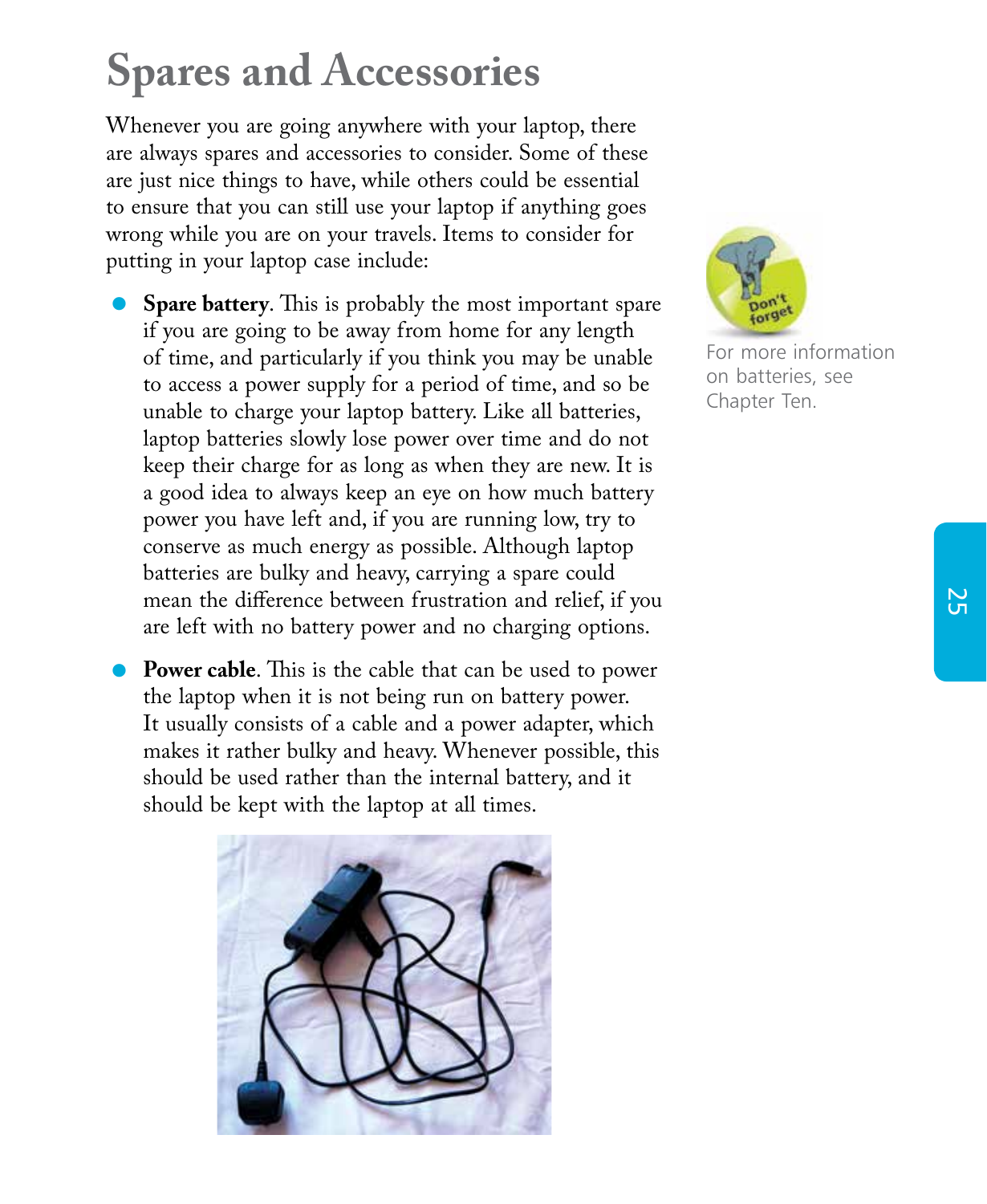# Spares and Accessories

Whenever you are going anywhere with your laptop, there are always spares and accessories to consider. Some of these are just nice things to have, while others could be essential to ensure that you can still use your laptop if anything goes wrong while you are on your travels. Items to consider for putting in your laptop case include:

- **Spare battery**. This is probably the most important spare if you are going to be away from home for any length of time, and particularly if you think you may be unable to access a power supply for a period of time, and so be unable to charge your laptop battery. Like all batteries, laptop batteries slowly lose power over time and do not keep their charge for as long as when they are new. It is a good idea to always keep an eye on how much battery power you have left and, if you are running low, try to conserve as much energy as possible. Although laptop batteries are bulky and heavy, carrying a spare could mean the difference between frustration and relief, if you are left with no battery power and no charging options.
- **Power cable**. This is the cable that can be used to power the laptop when it is not being run on battery power. It usually consists of a cable and a power adapter, which makes it rather bulky and heavy. Whenever possible, this should be used rather than the internal battery, and it should be kept with the laptop at all times.

Don't forget

For more information on batteries, see Chapter Ten.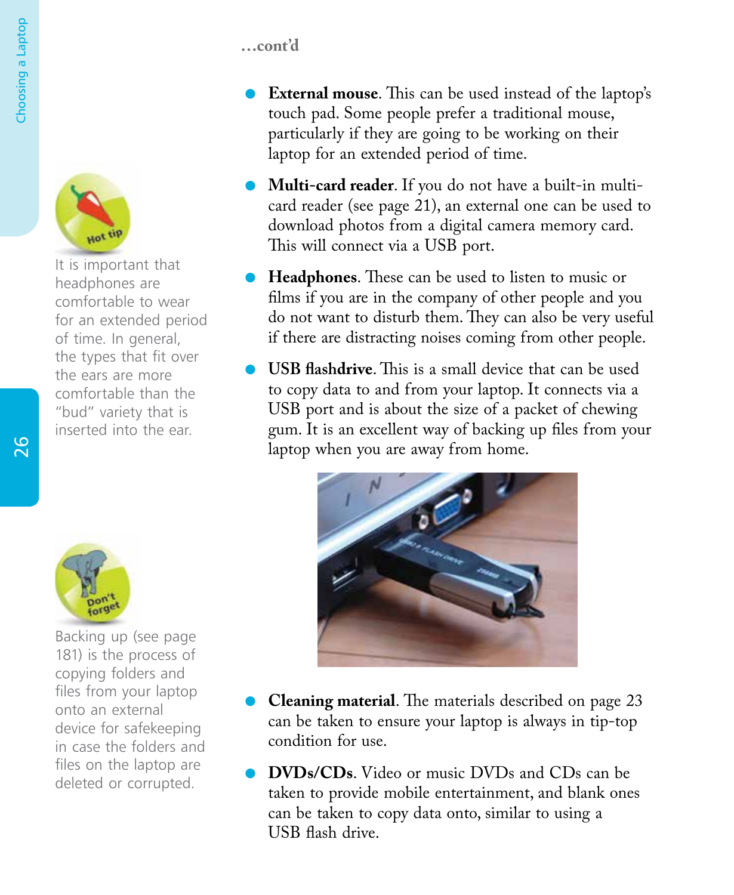...cont'd

- **External mouse**. This can be used instead of the laptop's touch pad. Some people prefer a traditional mouse, particularly if they are going to be working on their laptop for an extended period of time.
- **Multi-card reader**. If you do not have a built-in multi-card reader (see page 21), an external one can be used to download photos from a digital camera memory card. This will connect via a USB port.
- **Headphones**. These can be used to listen to music or films if you are in the company of other people and you do not want to disturb them. They can also be very useful if there are distracting noises coming from other people.
- **USB flashdrive**. This is a small device that can be used to copy data to and from your laptop. It connects via a USB port and is about the size of a packet of chewing gum. It is an excellent way of backing up files from your laptop when you are away from home.
- **Cleaning material**. The materials described on page 23 can be taken to ensure your laptop is always in tip-top condition for use.
- **DVDs/CDs**. Video or music DVDs and CDs can be taken to provide mobile entertainment, and blank ones can be taken to copy data onto, similar to using a USB flash drive.

Hot tip

It is important that headphones are comfortable to wear for an extended period of time. In general, the types that fit over the ears are more comfortable than the "bud" variety that is inserted into the ear.

Don't forget

Backing up (see page 181) is the process of copying folders and files from your laptop onto an external device for safekeeping in case the folders and files on the laptop are deleted or corrupted.